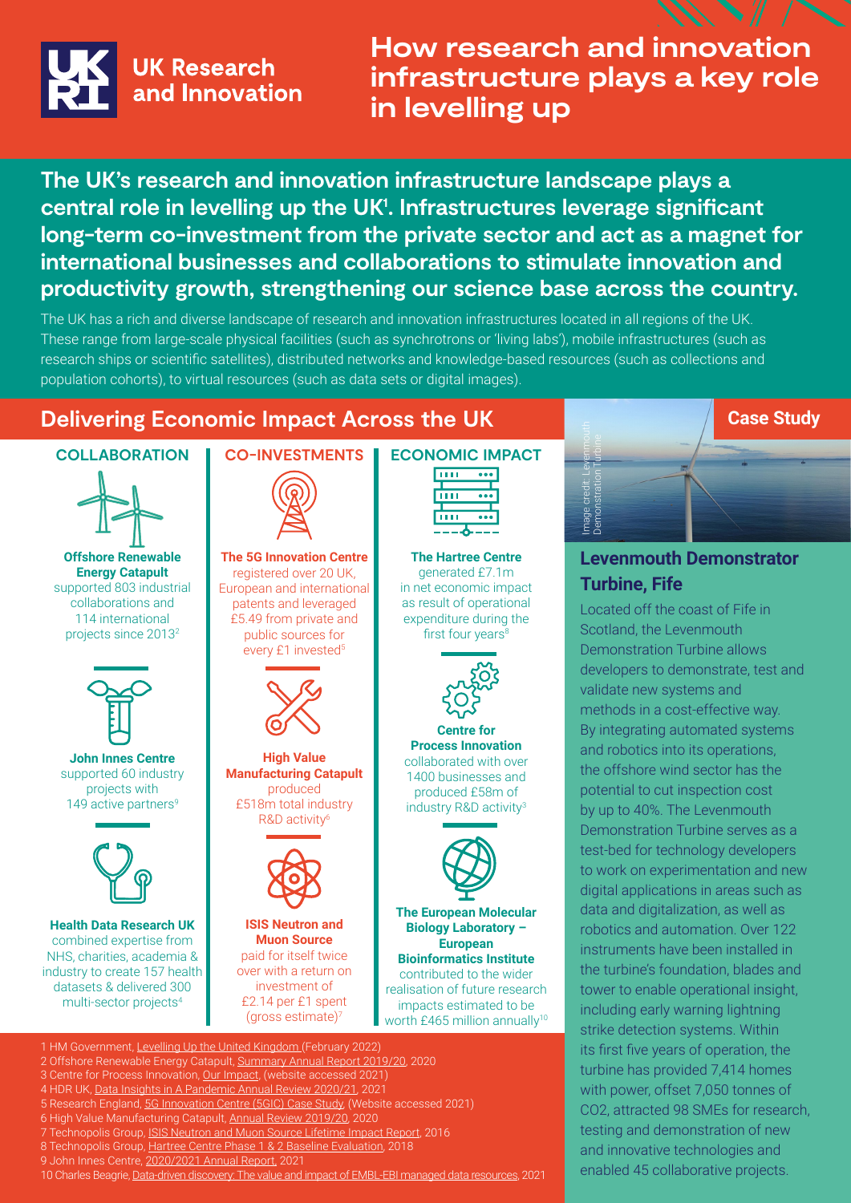UK Research and Innovation

# How research and innovation infrastructure plays a key role in levelling up

**The UK's research and innovation infrastructure landscape plays a central role in levelling up the UK[1]. Infrastructures leverage significant long-term co-investment from the private sector and act as a magnet for international businesses and collaborations to stimulate innovation and productivity growth, strengthening our science base across the country.**

The UK has a rich and diverse landscape of research and innovation infrastructures located in all regions of the UK. These range from large-scale physical facilities (such as synchrotrons or 'living labs'), mobile infrastructures (such as research ships or scientific satellites), distributed networks and knowledge-based resources (such as collections and population cohorts), to virtual resources (such as data sets or digital images).

## Delivering Economic Impact Across the UK

### COLLABORATION

**Offshore Renewable Energy Catapult** supported 803 industrial collaborations and 114 international projects since 2013[2]

**John Innes Centre** supported 60 industry projects with 149 active partners[9]

**Health Data Research UK** combined expertise from NHS, charities, academia & industry to create 157 health datasets & delivered 300 multi-sector projects[4]

### CO-INVESTMENTS

**The 5G Innovation Centre** registered over 20 UK, European and international patents and leveraged £5.49 from private and public sources for every £1 invested[5]

**High Value Manufacturing Catapult** produced £518m total industry R&D activity[6]

**ISIS Neutron and Muon Source** paid for itself twice over with a return on investment of £2.14 per £1 spent (gross estimate)[7]

### ECONOMIC IMPACT

**The Hartree Centre** generated £7.1m in net economic impact as result of operational expenditure during the first four years[8]

**Centre for Process Innovation** collaborated with over 1400 businesses and produced £58m of industry R&D activity[3]

**The European Molecular Biology Laboratory – European Bioinformatics Institute** contributed to the wider realisation of future research impacts estimated to be worth £465 million annually[10]

1 HM Government, Levelling Up the United Kingdom (February 2022)
2 Offshore Renewable Energy Catapult, Summary Annual Report 2019/20, 2020
3 Centre for Process Innovation, Our Impact, (website accessed 2021)
4 HDR UK, Data Insights in A Pandemic Annual Review 2020/21, 2021
5 Research England, 5G Innovation Centre (5GIC) Case Study, (Website accessed 2021)
6 High Value Manufacturing Catapult, Annual Review 2019/20, 2020
7 Technopolis Group, ISIS Neutron and Muon Source Lifetime Impact Report, 2016
8 Technopolis Group, Hartree Centre Phase 1 & 2 Baseline Evaluation, 2018
9 John Innes Centre, 2020/2021 Annual Report, 2021
10 Charles Beagrie, Data-driven discovery: The value and impact of EMBL-EBI managed data resources, 2021

## Case Study

Image credit: Levenmouth Demonstration Turbine

### Levenmouth Demonstrator Turbine, Fife

Located off the coast of Fife in Scotland, the Levenmouth Demonstration Turbine allows developers to demonstrate, test and validate new systems and methods in a cost-effective way. By integrating automated systems and robotics into its operations, the offshore wind sector has the potential to cut inspection cost by up to 40%. The Levenmouth Demonstration Turbine serves as a test-bed for technology developers to work on experimentation and new digital applications in areas such as data and digitalization, as well as robotics and automation. Over 122 instruments have been installed in the turbine's foundation, blades and tower to enable operational insight, including early warning lightning strike detection systems. Within its first five years of operation, the turbine has provided 7,414 homes with power, offset 7,050 tonnes of $CO_2$, attracted 98 SMEs for research, testing and demonstration of new and innovative technologies and enabled 45 collaborative projects.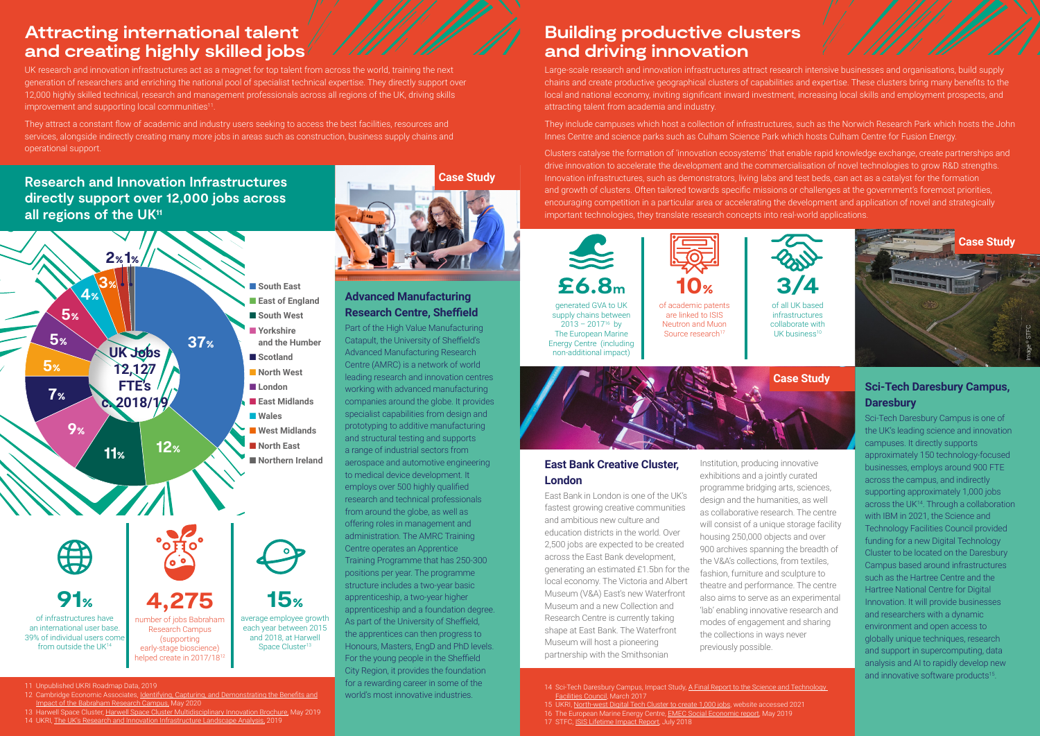# Attracting international talent and creating highly skilled jobs

UK research and innovation infrastructures act as a magnet for top talent from across the world, training the next generation of researchers and enriching the national pool of specialist technical expertise. They directly support over 12,000 highly skilled technical, research and management professionals across all regions of the UK, driving skills improvement and supporting local communities[11].

They attract a constant flow of academic and industry users seeking to access the best facilities, resources and services, alongside indirectly creating many more jobs in areas such as construction, business supply chains and operational support.

## Research and Innovation Infrastructures directly support over 12,000 jobs across all regions of the UK[11]

UK Jobs 12,127 FTE's c. 2018/19

| Region | Share |
|---|---|
| South East | 37% |
| East of England | 12% |
| South West | 11% |
| Yorkshire and the Humber | 9% |
| Scotland | 7% |
| North West | 5% |
| London | 5% |
| East Midlands | 5% |
| Wales | 4% |
| West Midlands | 3% |
| North East | 2% |
| Northern Ireland | 1% |

**91%** of infrastructures have an international user base. 39% of individual users come from outside the UK[14]

**4,275** number of jobs Babraham Research Campus (supporting early-stage bioscience) helped create in 2017/18[12]

**15%** average employee growth each year between 2015 and 2018, at Harwell Space Cluster[13]

### Case Study

### Advanced Manufacturing Research Centre, Sheffield

Part of the High Value Manufacturing Catapult, the University of Sheffield's Advanced Manufacturing Research Centre (AMRC) is a network of world leading research and innovation centres working with advanced manufacturing companies around the globe. It provides specialist capabilities from design and prototyping to additive manufacturing and structural testing and supports a range of industrial sectors from aerospace and automotive engineering to medical device development. It employs over 500 highly qualified research and technical professionals from around the globe, as well as offering roles in management and administration. The AMRC Training Centre operates an Apprentice Training Programme that has 250-300 positions per year. The programme structure includes a two-year basic apprenticeship, a two-year higher apprenticeship and a foundation degree. As part of the University of Sheffield, the apprentices can then progress to Honours, Masters, EngD and PhD levels. For the young people in the Sheffield City Region, it provides the foundation for a rewarding career in some of the world's most innovative industries.

11 Unpublished UKRI Roadmap Data, 2019
12 Cambridge Economic Associates, Identifying, Capturing, and Demonstrating the Benefits and Impact of the Babraham Research Campus, May 2020
13 Harwell Space Cluster, Harwell Space Cluster Multidisciplinary Innovation Brochure, May 2019
14 UKRI, The UK's Research and Innovation Infrastructure Landscape Analysis, 2019

# Building productive clusters and driving innovation

Large-scale research and innovation infrastructures attract research intensive businesses and organisations, build supply chains and create productive geographical clusters of capabilities and expertise. These clusters bring many benefits to the local and national economy, inviting significant inward investment, increasing local skills and employment prospects, and attracting talent from academia and industry.

They include campuses which host a collection of infrastructures, such as the Norwich Research Park which hosts the John Innes Centre and science parks such as Culham Science Park which hosts Culham Centre for Fusion Energy.

Clusters catalyse the formation of 'innovation ecosystems' that enable rapid knowledge exchange, create partnerships and drive innovation to accelerate the development and the commercialisation of novel technologies to grow R&D strengths. Innovation infrastructures, such as demonstrators, living labs and test beds, can act as a catalyst for the formation and growth of clusters. Often tailored towards specific missions or challenges at the government's foremost priorities, encouraging competition in a particular area or accelerating the development and application of novel and strategically important technologies, they translate research concepts into real-world applications.

**£6.8m** generated GVA to UK supply chains between 2013 – 2017[16] by The European Marine Energy Centre (including non-additional impact)

**10%** of academic patents are linked to ISIS Neutron and Muon Source research[17]

**3/4** of all UK based infrastructures collaborate with UK business[10]

### Case Study

### East Bank Creative Cluster, London

East Bank in London is one of the UK's fastest growing creative communities and ambitious new culture and education districts in the world. Over 2,500 jobs are expected to be created across the East Bank development, generating an estimated £1.5bn for the local economy. The Victoria and Albert Museum (V&A) East's new Waterfront Museum and a new Collection and Research Centre is currently taking shape at East Bank. The Waterfront Museum will host a pioneering partnership with the Smithsonian Institution, producing innovative exhibitions and a jointly curated programme bridging arts, sciences, design and the humanities, as well as collaborative research. The centre will consist of a unique storage facility housing 250,000 objects and over 900 archives spanning the breadth of the V&A's collections, from textiles, fashion, furniture and sculpture to theatre and performance. The centre also aims to serve as an experimental 'lab' enabling innovative research and modes of engagement and sharing the collections in ways never previously possible.

### Case Study

### Sci-Tech Daresbury Campus, Daresbury

Sci-Tech Daresbury Campus is one of the UK's leading science and innovation campuses. It directly supports approximately 150 technology-focused businesses, employs around 900 FTE across the campus, and indirectly supporting approximately 1,000 jobs across the UK[14]. Through a collaboration with IBM in 2021, the Science and Technology Facilities Council provided funding for a new Digital Technology Cluster to be located on the Daresbury Campus based around infrastructures such as the Hartree Centre and the Hartree National Centre for Digital Innovation. It will provide businesses and researchers with a dynamic environment and open access to globally unique techniques, research and support in supercomputing, data analysis and AI to rapidly develop new and innovative software products[15].

Image © STFC

14 Sci-Tech Daresbury Campus, Impact Study, A Final Report to the Science and Technology Facilities Council, March 2017
15 UKRI, North-west Digital Tech Cluster to create 1,000 jobs, website accessed 2021
16 The European Marine Energy Centre, EMEC Social Economic report, May 2019
17 STFC, ISIS Lifetime Impact Report, July 2018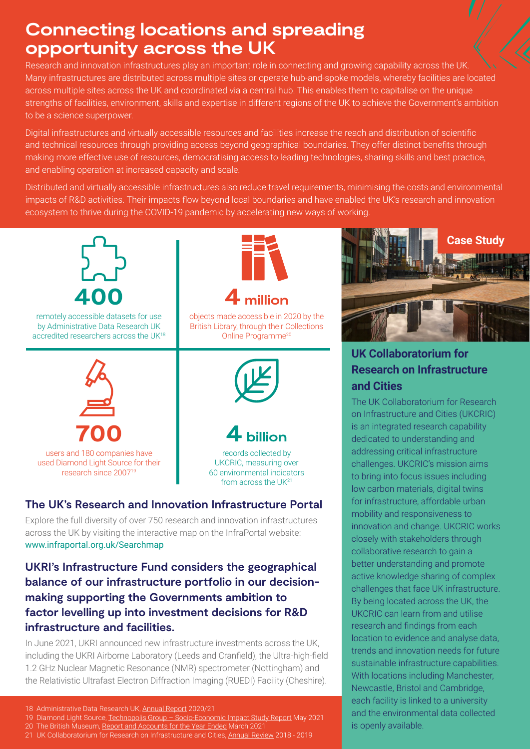# Connecting locations and spreading opportunity across the UK

Research and innovation infrastructures play an important role in connecting and growing capability across the UK. Many infrastructures are distributed across multiple sites or operate hub-and-spoke models, whereby facilities are located across multiple sites across the UK and coordinated via a central hub. This enables them to capitalise on the unique strengths of facilities, environment, skills and expertise in different regions of the UK to achieve the Government's ambition to be a science superpower.

Digital infrastructures and virtually accessible resources and facilities increase the reach and distribution of scientific and technical resources through providing access beyond geographical boundaries. They offer distinct benefits through making more effective use of resources, democratising access to leading technologies, sharing skills and best practice, and enabling operation at increased capacity and scale.

Distributed and virtually accessible infrastructures also reduce travel requirements, minimising the costs and environmental impacts of R&D activities. Their impacts flow beyond local boundaries and have enabled the UK's research and innovation ecosystem to thrive during the COVID-19 pandemic by accelerating new ways of working.

**400**

remotely accessible datasets for use by Administrative Data Research UK accredited researchers across the UK[18]

**4 million**

objects made accessible in 2020 by the British Library, through their Collections Online Programme[20]

**700**

users and 180 companies have used Diamond Light Source for their research since 2007[19]

**4 billion**

records collected by UKCRIC, measuring over 60 environmental indicators from across the UK[21]

## The UK's Research and Innovation Infrastructure Portal

Explore the full diversity of over 750 research and innovation infrastructures across the UK by visiting the interactive map on the InfraPortal website: www.infraportal.org.uk/Searchmap

## UKRI's Infrastructure Fund considers the geographical balance of our infrastructure portfolio in our decision-making supporting the Governments ambition to factor levelling up into investment decisions for R&D infrastructure and facilities.

In June 2021, UKRI announced new infrastructure investments across the UK, including the UKRI Airborne Laboratory (Leeds and Cranfield), the Ultra-high-field 1.2 GHz Nuclear Magnetic Resonance (NMR) spectrometer (Nottingham) and the Relativistic Ultrafast Electron Diffraction Imaging (RUEDI) Facility (Cheshire).

**Case Study**

### UK Collaboratorium for Research on Infrastructure and Cities

The UK Collaboratorium for Research on Infrastructure and Cities (UKCRIC) is an integrated research capability dedicated to understanding and addressing critical infrastructure challenges. UKCRIC's mission aims to bring into focus issues including low carbon materials, digital twins for infrastructure, affordable urban mobility and responsiveness to innovation and change. UKCRIC works closely with stakeholders through collaborative research to gain a better understanding and promote active knowledge sharing of complex challenges that face UK infrastructure. By being located across the UK, the UKCRIC can learn from and utilise research and findings from each location to evidence and analyse data, trends and innovation needs for future sustainable infrastructure capabilities. With locations including Manchester, Newcastle, Bristol and Cambridge, each facility is linked to a university and the environmental data collected is openly available.

18 Administrative Data Research UK, Annual Report 2020/21
19 Diamond Light Source, Technopolis Group – Socio-Economic Impact Study Report May 2021
20 The British Museum, Report and Accounts for the Year Ended March 2021
21 UK Collaboratorium for Research on Infrastructure and Cities, Annual Review 2018 - 2019